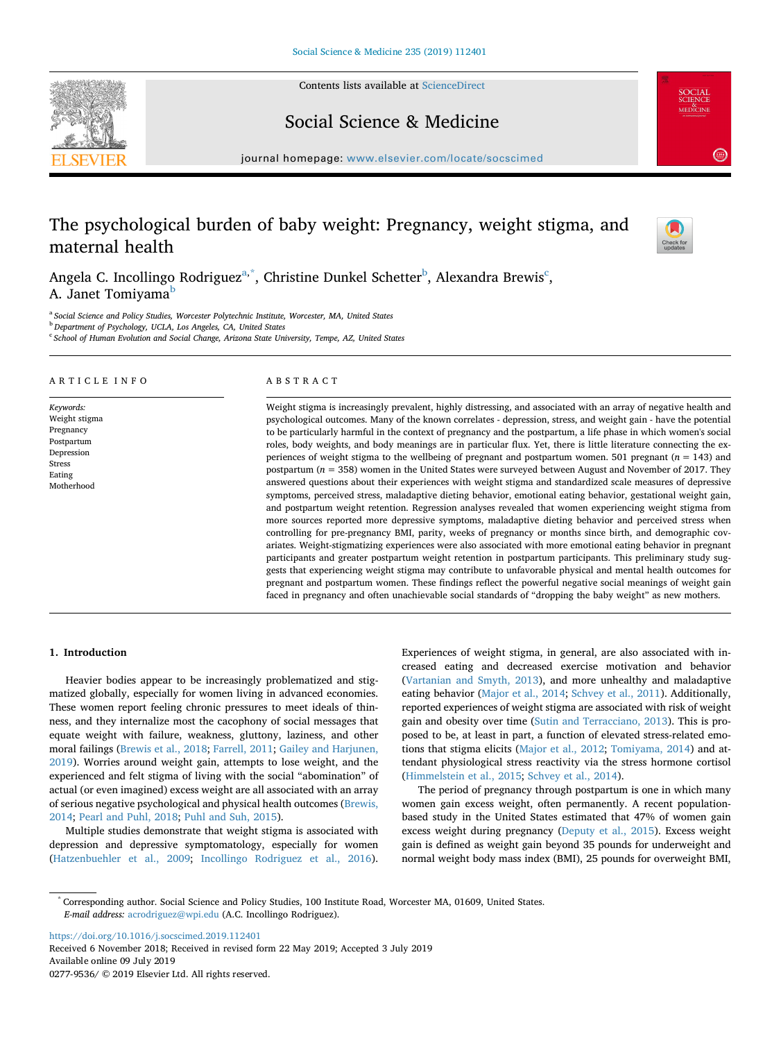# The psychological burden of baby weight: Pregnancy, weight stigma, and maternal health

Angela C. Incollingo Rodriguez[a,*], Christine Dunkel Schetter[b], Alexandra Brewis[c], A. Janet Tomiyama[b]

[a] Social Science and Policy Studies, Worcester Polytechnic Institute, Worcester, MA, United States
[b] Department of Psychology, UCLA, Los Angeles, CA, United States
[c] School of Human Evolution and Social Change, Arizona State University, Tempe, AZ, United States

## ARTICLE INFO

*Keywords:*
Weight stigma
Pregnancy
Postpartum
Depression
Stress
Eating
Motherhood

## ABSTRACT

Weight stigma is increasingly prevalent, highly distressing, and associated with an array of negative health and psychological outcomes. Many of the known correlates - depression, stress, and weight gain - have the potential to be particularly harmful in the context of pregnancy and the postpartum, a life phase in which women's social roles, body weights, and body meanings are in particular flux. Yet, there is little literature connecting the experiences of weight stigma to the wellbeing of pregnant and postpartum women. 501 pregnant ($n$ = 143) and postpartum ($n$ = 358) women in the United States were surveyed between August and November of 2017. They answered questions about their experiences with weight stigma and standardized scale measures of depressive symptoms, perceived stress, maladaptive dieting behavior, emotional eating behavior, gestational weight gain, and postpartum weight retention. Regression analyses revealed that women experiencing weight stigma from more sources reported more depressive symptoms, maladaptive dieting behavior and perceived stress when controlling for pre-pregnancy BMI, parity, weeks of pregnancy or months since birth, and demographic covariates. Weight-stigmatizing experiences were also associated with more emotional eating behavior in pregnant participants and greater postpartum weight retention in postpartum participants. This preliminary study suggests that experiencing weight stigma may contribute to unfavorable physical and mental health outcomes for pregnant and postpartum women. These findings reflect the powerful negative social meanings of weight gain faced in pregnancy and often unachievable social standards of "dropping the baby weight" as new mothers.

## 1. Introduction

Heavier bodies appear to be increasingly problematized and stigmatized globally, especially for women living in advanced economies. These women report feeling chronic pressures to meet ideals of thinness, and they internalize most the cacophony of social messages that equate weight with failure, weakness, gluttony, laziness, and other moral failings (Brewis et al., 2018; Farrell, 2011; Gailey and Harjunen, 2019). Worries around weight gain, attempts to lose weight, and the experienced and felt stigma of living with the social "abomination" of actual (or even imagined) excess weight are all associated with an array of serious negative psychological and physical health outcomes (Brewis, 2014; Pearl and Puhl, 2018; Puhl and Suh, 2015).

Multiple studies demonstrate that weight stigma is associated with depression and depressive symptomatology, especially for women (Hatzenbuehler et al., 2009; Incollingo Rodriguez et al., 2016). Experiences of weight stigma, in general, are also associated with increased eating and decreased exercise motivation and behavior (Vartanian and Smyth, 2013), and more unhealthy and maladaptive eating behavior (Major et al., 2014; Schvey et al., 2011). Additionally, reported experiences of weight stigma are associated with risk of weight gain and obesity over time (Sutin and Terracciano, 2013). This is proposed to be, at least in part, a function of elevated stress-related emotions that stigma elicits (Major et al., 2012; Tomiyama, 2014) and attendant physiological stress reactivity via the stress hormone cortisol (Himmelstein et al., 2015; Schvey et al., 2014).

The period of pregnancy through postpartum is one in which many women gain excess weight, often permanently. A recent population-based study in the United States estimated that 47% of women gain excess weight during pregnancy (Deputy et al., 2015). Excess weight gain is defined as weight gain beyond 35 pounds for underweight and normal weight body mass index (BMI), 25 pounds for overweight BMI,

* Corresponding author. Social Science and Policy Studies, 100 Institute Road, Worcester MA, 01609, United States.
*E-mail address:* acrodriguez@wpi.edu (A.C. Incollingo Rodriguez).

https://doi.org/10.1016/j.socscimed.2019.112401
Received 6 November 2018; Received in revised form 22 May 2019; Accepted 3 July 2019
Available online 09 July 2019
0277-9536/ © 2019 Elsevier Ltd. All rights reserved.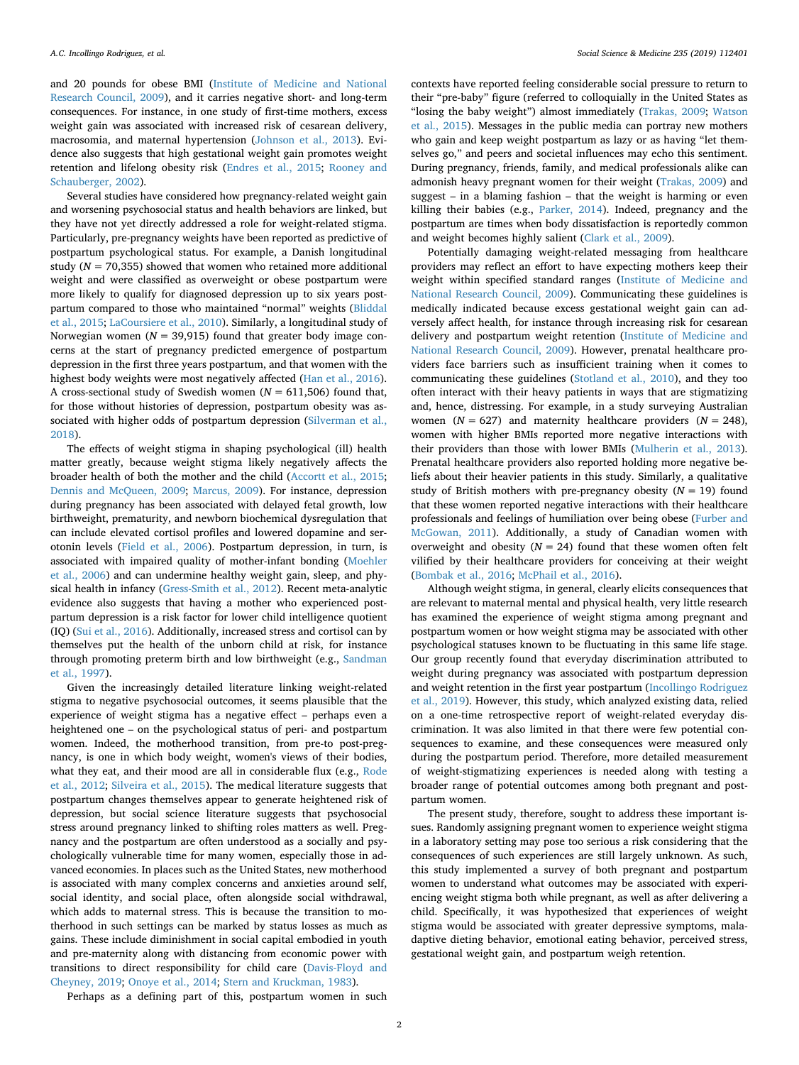and 20 pounds for obese BMI (Institute of Medicine and National Research Council, 2009), and it carries negative short- and long-term consequences. For instance, in one study of first-time mothers, excess weight gain was associated with increased risk of cesarean delivery, macrosomia, and maternal hypertension (Johnson et al., 2013). Evidence also suggests that high gestational weight gain promotes weight retention and lifelong obesity risk (Endres et al., 2015; Rooney and Schauberger, 2002).

Several studies have considered how pregnancy-related weight gain and worsening psychosocial status and health behaviors are linked, but they have not yet directly addressed a role for weight-related stigma. Particularly, pre-pregnancy weights have been reported as predictive of postpartum psychological status. For example, a Danish longitudinal study (*N* = 70,355) showed that women who retained more additional weight and were classified as overweight or obese postpartum were more likely to qualify for diagnosed depression up to six years postpartum compared to those who maintained "normal" weights (Bliddal et al., 2015; LaCoursiere et al., 2010). Similarly, a longitudinal study of Norwegian women (*N* = 39,915) found that greater body image concerns at the start of pregnancy predicted emergence of postpartum depression in the first three years postpartum, and that women with the highest body weights were most negatively affected (Han et al., 2016). A cross-sectional study of Swedish women (*N* = 611,506) found that, for those without histories of depression, postpartum obesity was associated with higher odds of postpartum depression (Silverman et al., 2018).

The effects of weight stigma in shaping psychological (ill) health matter greatly, because weight stigma likely negatively affects the broader health of both the mother and the child (Accortt et al., 2015; Dennis and McQueen, 2009; Marcus, 2009). For instance, depression during pregnancy has been associated with delayed fetal growth, low birthweight, prematurity, and newborn biochemical dysregulation that can include elevated cortisol profiles and lowered dopamine and serotonin levels (Field et al., 2006). Postpartum depression, in turn, is associated with impaired quality of mother-infant bonding (Moehler et al., 2006) and can undermine healthy weight gain, sleep, and physical health in infancy (Gress-Smith et al., 2012). Recent meta-analytic evidence also suggests that having a mother who experienced postpartum depression is a risk factor for lower child intelligence quotient (IQ) (Sui et al., 2016). Additionally, increased stress and cortisol can by themselves put the health of the unborn child at risk, for instance through promoting preterm birth and low birthweight (e.g., Sandman et al., 1997).

Given the increasingly detailed literature linking weight-related stigma to negative psychosocial outcomes, it seems plausible that the experience of weight stigma has a negative effect – perhaps even a heightened one – on the psychological status of peri- and postpartum women. Indeed, the motherhood transition, from pre-to post-pregnancy, is one in which body weight, women's views of their bodies, what they eat, and their mood are all in considerable flux (e.g., Rode et al., 2012; Silveira et al., 2015). The medical literature suggests that postpartum changes themselves appear to generate heightened risk of depression, but social science literature suggests that psychosocial stress around pregnancy linked to shifting roles matters as well. Pregnancy and the postpartum are often understood as a socially and psychologically vulnerable time for many women, especially those in advanced economies. In places such as the United States, new motherhood is associated with many complex concerns and anxieties around self, social identity, and social place, often alongside social withdrawal, which adds to maternal stress. This is because the transition to motherhood in such settings can be marked by status losses as much as gains. These include diminishment in social capital embodied in youth and pre-maternity along with distancing from economic power with transitions to direct responsibility for child care (Davis-Floyd and Cheyney, 2019; Onoye et al., 2014; Stern and Kruckman, 1983).

Perhaps as a defining part of this, postpartum women in such contexts have reported feeling considerable social pressure to return to their "pre-baby" figure (referred to colloquially in the United States as "losing the baby weight") almost immediately (Trakas, 2009; Watson et al., 2015). Messages in the public media can portray new mothers who gain and keep weight postpartum as lazy or as having "let themselves go," and peers and societal influences may echo this sentiment. During pregnancy, friends, family, and medical professionals alike can admonish heavy pregnant women for their weight (Trakas, 2009) and suggest – in a blaming fashion – that the weight is harming or even killing their babies (e.g., Parker, 2014). Indeed, pregnancy and the postpartum are times when body dissatisfaction is reportedly common and weight becomes highly salient (Clark et al., 2009).

Potentially damaging weight-related messaging from healthcare providers may reflect an effort to have expecting mothers keep their weight within specified standard ranges (Institute of Medicine and National Research Council, 2009). Communicating these guidelines is medically indicated because excess gestational weight gain can adversely affect health, for instance through increasing risk for cesarean delivery and postpartum weight retention (Institute of Medicine and National Research Council, 2009). However, prenatal healthcare providers face barriers such as insufficient training when it comes to communicating these guidelines (Stotland et al., 2010), and they too often interact with their heavy patients in ways that are stigmatizing and, hence, distressing. For example, in a study surveying Australian women (*N* = 627) and maternity healthcare providers (*N* = 248), women with higher BMIs reported more negative interactions with their providers than those with lower BMIs (Mulherin et al., 2013). Prenatal healthcare providers also reported holding more negative beliefs about their heavier patients in this study. Similarly, a qualitative study of British mothers with pre-pregnancy obesity (*N* = 19) found that these women reported negative interactions with their healthcare professionals and feelings of humiliation over being obese (Furber and McGowan, 2011). Additionally, a study of Canadian women with overweight and obesity (*N* = 24) found that these women often felt vilified by their healthcare providers for conceiving at their weight (Bombak et al., 2016; McPhail et al., 2016).

Although weight stigma, in general, clearly elicits consequences that are relevant to maternal mental and physical health, very little research has examined the experience of weight stigma among pregnant and postpartum women or how weight stigma may be associated with other psychological statuses known to be fluctuating in this same life stage. Our group recently found that everyday discrimination attributed to weight during pregnancy was associated with postpartum depression and weight retention in the first year postpartum (Incollingo Rodriguez et al., 2019). However, this study, which analyzed existing data, relied on a one-time retrospective report of weight-related everyday discrimination. It was also limited in that there were few potential consequences to examine, and these consequences were measured only during the postpartum period. Therefore, more detailed measurement of weight-stigmatizing experiences is needed along with testing a broader range of potential outcomes among both pregnant and postpartum women.

The present study, therefore, sought to address these important issues. Randomly assigning pregnant women to experience weight stigma in a laboratory setting may pose too serious a risk considering that the consequences of such experiences are still largely unknown. As such, this study implemented a survey of both pregnant and postpartum women to understand what outcomes may be associated with experiencing weight stigma both while pregnant, as well as after delivering a child. Specifically, it was hypothesized that experiences of weight stigma would be associated with greater depressive symptoms, maladaptive dieting behavior, emotional eating behavior, perceived stress, gestational weight gain, and postpartum weigh retention.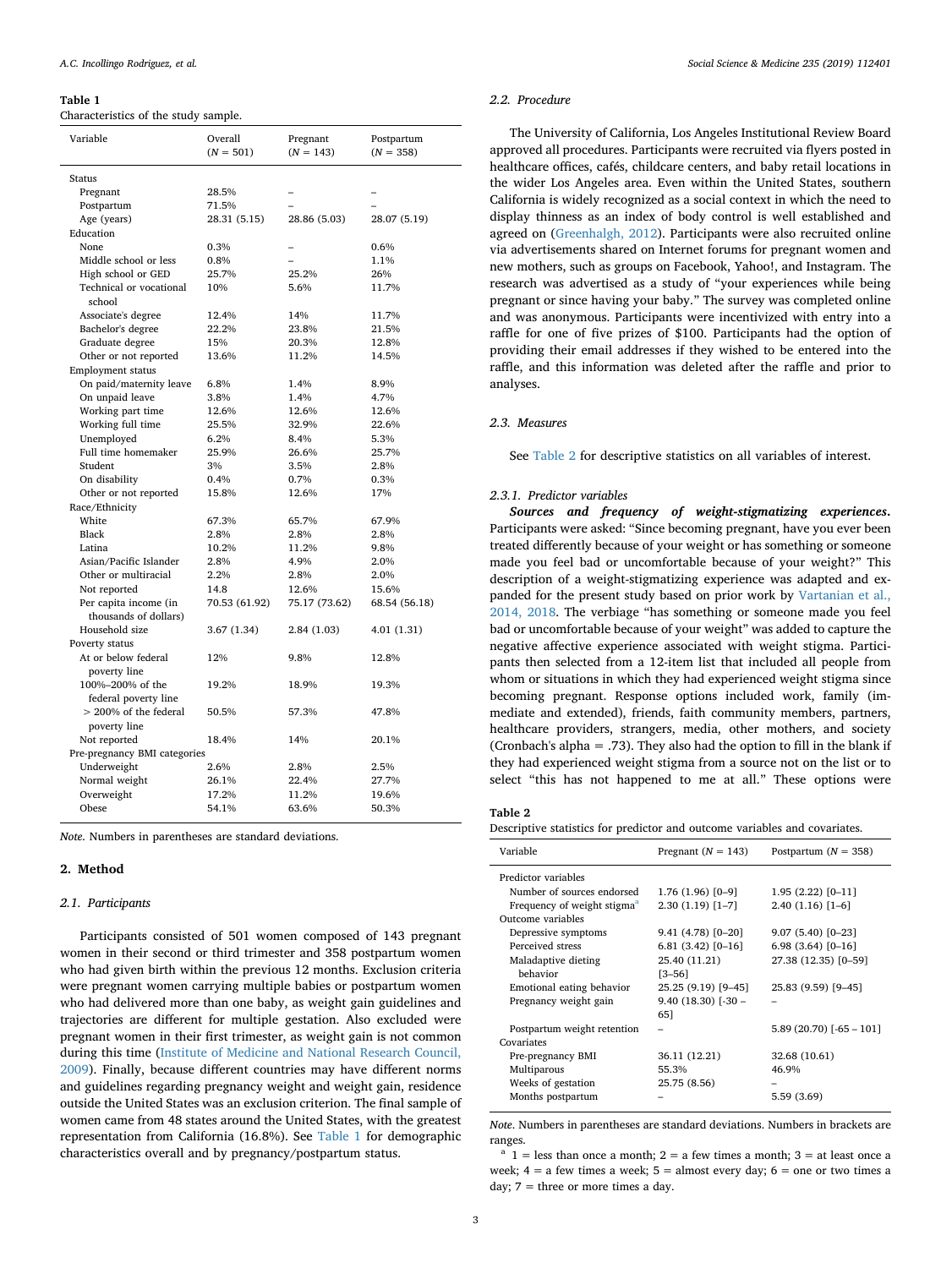**Table 1**
Characteristics of the study sample.

| Variable | Overall ($N$ = 501) | Pregnant ($N$ = 143) | Postpartum ($N$ = 358) |
|---|---|---|---|
| Status | | | |
| Pregnant | 28.5% | – | – |
| Postpartum | 71.5% | – | – |
| Age (years) | 28.31 (5.15) | 28.86 (5.03) | 28.07 (5.19) |
| Education | | | |
| None | 0.3% | – | 0.6% |
| Middle school or less | 0.8% | – | 1.1% |
| High school or GED | 25.7% | 25.2% | 26% |
| Technical or vocational school | 10% | 5.6% | 11.7% |
| Associate's degree | 12.4% | 14% | 11.7% |
| Bachelor's degree | 22.2% | 23.8% | 21.5% |
| Graduate degree | 15% | 20.3% | 12.8% |
| Other or not reported | 13.6% | 11.2% | 14.5% |
| Employment status | | | |
| On paid/maternity leave | 6.8% | 1.4% | 8.9% |
| On unpaid leave | 3.8% | 1.4% | 4.7% |
| Working part time | 12.6% | 12.6% | 12.6% |
| Working full time | 25.5% | 32.9% | 22.6% |
| Unemployed | 6.2% | 8.4% | 5.3% |
| Full time homemaker | 25.9% | 26.6% | 25.7% |
| Student | 3% | 3.5% | 2.8% |
| On disability | 0.4% | 0.7% | 0.3% |
| Other or not reported | 15.8% | 12.6% | 17% |
| Race/Ethnicity | | | |
| White | 67.3% | 65.7% | 67.9% |
| Black | 2.8% | 2.8% | 2.8% |
| Latina | 10.2% | 11.2% | 9.8% |
| Asian/Pacific Islander | 2.8% | 4.9% | 2.0% |
| Other or multiracial | 2.2% | 2.8% | 2.0% |
| Not reported | 14.8 | 12.6% | 15.6% |
| Per capita income (in thousands of dollars) | 70.53 (61.92) | 75.17 (73.62) | 68.54 (56.18) |
| Household size | 3.67 (1.34) | 2.84 (1.03) | 4.01 (1.31) |
| Poverty status | | | |
| At or below federal poverty line | 12% | 9.8% | 12.8% |
| 100%–200% of the federal poverty line | 19.2% | 18.9% | 19.3% |
| > 200% of the federal poverty line | 50.5% | 57.3% | 47.8% |
| Not reported | 18.4% | 14% | 20.1% |
| Pre-pregnancy BMI categories | | | |
| Underweight | 2.6% | 2.8% | 2.5% |
| Normal weight | 26.1% | 22.4% | 27.7% |
| Overweight | 17.2% | 11.2% | 19.6% |
| Obese | 54.1% | 63.6% | 50.3% |

*Note.* Numbers in parentheses are standard deviations.

## 2. Method

### 2.1. Participants

Participants consisted of 501 women composed of 143 pregnant women in their second or third trimester and 358 postpartum women who had given birth within the previous 12 months. Exclusion criteria were pregnant women carrying multiple babies or postpartum women who had delivered more than one baby, as weight gain guidelines and trajectories are different for multiple gestation. Also excluded were pregnant women in their first trimester, as weight gain is not common during this time (Institute of Medicine and National Research Council, 2009). Finally, because different countries may have different norms and guidelines regarding pregnancy weight and weight gain, residence outside the United States was an exclusion criterion. The final sample of women came from 48 states around the United States, with the greatest representation from California (16.8%). See Table 1 for demographic characteristics overall and by pregnancy/postpartum status.

### 2.2. Procedure

The University of California, Los Angeles Institutional Review Board approved all procedures. Participants were recruited via flyers posted in healthcare offices, cafés, childcare centers, and baby retail locations in the wider Los Angeles area. Even within the United States, southern California is widely recognized as a social context in which the need to display thinness as an index of body control is well established and agreed on (Greenhalgh, 2012). Participants were also recruited online via advertisements shared on Internet forums for pregnant women and new mothers, such as groups on Facebook, Yahoo!, and Instagram. The research was advertised as a study of "your experiences while being pregnant or since having your baby." The survey was completed online and was anonymous. Participants were incentivized with entry into a raffle for one of five prizes of $100. Participants had the option of providing their email addresses if they wished to be entered into the raffle, and this information was deleted after the raffle and prior to analyses.

### 2.3. Measures

See Table 2 for descriptive statistics on all variables of interest.

#### 2.3.1. Predictor variables

***Sources and frequency of weight-stigmatizing experiences.*** Participants were asked: "Since becoming pregnant, have you ever been treated differently because of your weight or has something or someone made you feel bad or uncomfortable because of your weight?" This description of a weight-stigmatizing experience was adapted and expanded for the present study based on prior work by Vartanian et al., 2014, 2018. The verbiage "has something or someone made you feel bad or uncomfortable because of your weight" was added to capture the negative affective experience associated with weight stigma. Participants then selected from a 12-item list that included all people from whom or situations in which they had experienced weight stigma since becoming pregnant. Response options included work, family (immediate and extended), friends, faith community members, partners, healthcare providers, strangers, media, other mothers, and society (Cronbach's alpha = .73). They also had the option to fill in the blank if they had experienced weight stigma from a source not on the list or to select "this has not happened to me at all." These options were

**Table 2**
Descriptive statistics for predictor and outcome variables and covariates.

| Variable | Pregnant ($N$ = 143) | Postpartum ($N$ = 358) |
|---|---|---|
| Predictor variables | | |
| Number of sources endorsed | 1.76 (1.96) [0–9] | 1.95 (2.22) [0–11] |
| Frequency of weight stigma[a] | 2.30 (1.19) [1–7] | 2.40 (1.16) [1–6] |
| Outcome variables | | |
| Depressive symptoms | 9.41 (4.78) [0–20] | 9.07 (5.40) [0–23] |
| Perceived stress | 6.81 (3.42) [0–16] | 6.98 (3.64) [0–16] |
| Maladaptive dieting behavior | 25.40 (11.21) [3–56] | 27.38 (12.35) [0–59] |
| Emotional eating behavior | 25.25 (9.19) [9–45] | 25.83 (9.59) [9–45] |
| Pregnancy weight gain | 9.40 (18.30) [-30 – 65] | – |
| Postpartum weight retention | – | 5.89 (20.70) [-65 – 101] |
| Covariates | | |
| Pre-pregnancy BMI | 36.11 (12.21) | 32.68 (10.61) |
| Multiparous | 55.3% | 46.9% |
| Weeks of gestation | 25.75 (8.56) | – |
| Months postpartum | – | 5.59 (3.69) |

*Note.* Numbers in parentheses are standard deviations. Numbers in brackets are ranges.

[a] 1 = less than once a month; 2 = a few times a month; 3 = at least once a week; 4 = a few times a week; 5 = almost every day; 6 = one or two times a day; 7 = three or more times a day.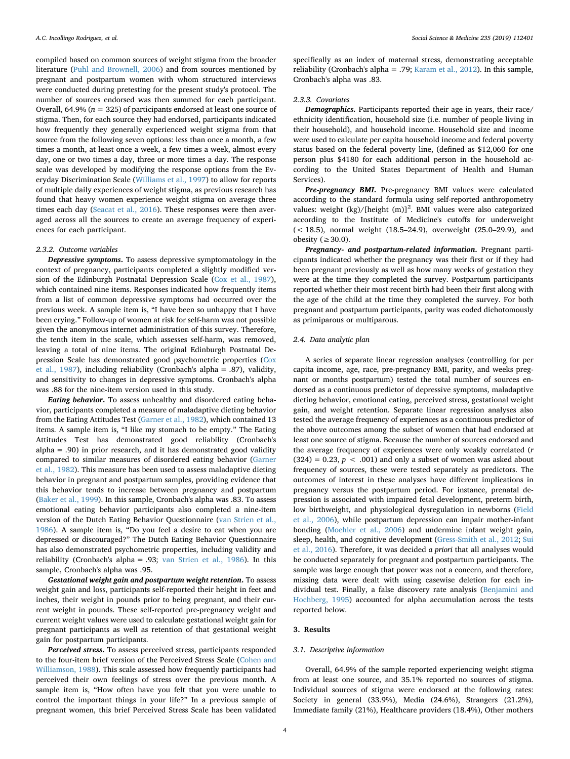compiled based on common sources of weight stigma from the broader literature (Puhl and Brownell, 2006) and from sources mentioned by pregnant and postpartum women with whom structured interviews were conducted during pretesting for the present study's protocol. The number of sources endorsed was then summed for each participant. Overall, 64.9% ($n$ = 325) of participants endorsed at least one source of stigma. Then, for each source they had endorsed, participants indicated how frequently they generally experienced weight stigma from that source from the following seven options: less than once a month, a few times a month, at least once a week, a few times a week, almost every day, one or two times a day, three or more times a day. The response scale was developed by modifying the response options from the Everyday Discrimination Scale (Williams et al., 1997) to allow for reports of multiple daily experiences of weight stigma, as previous research has found that heavy women experience weight stigma on average three times each day (Seacat et al., 2016). These responses were then averaged across all the sources to create an average frequency of experiences for each participant.

#### 2.3.2. Outcome variables

***Depressive symptoms.*** To assess depressive symptomatology in the context of pregnancy, participants completed a slightly modified version of the Edinburgh Postnatal Depression Scale (Cox et al., 1987), which contained nine items. Responses indicated how frequently items from a list of common depressive symptoms had occurred over the previous week. A sample item is, "I have been so unhappy that I have been crying." Follow-up of women at risk for self-harm was not possible given the anonymous internet administration of this survey. Therefore, the tenth item in the scale, which assesses self-harm, was removed, leaving a total of nine items. The original Edinburgh Postnatal Depression Scale has demonstrated good psychometric properties (Cox et al., 1987), including reliability (Cronbach's alpha = .87), validity, and sensitivity to changes in depressive symptoms. Cronbach's alpha was .88 for the nine-item version used in this study.

***Eating behavior.*** To assess unhealthy and disordered eating behavior, participants completed a measure of maladaptive dieting behavior from the Eating Attitudes Test (Garner et al., 1982), which contained 13 items. A sample item is, "I like my stomach to be empty." The Eating Attitudes Test has demonstrated good reliability (Cronbach's alpha = .90) in prior research, and it has demonstrated good validity compared to similar measures of disordered eating behavior (Garner et al., 1982). This measure has been used to assess maladaptive dieting behavior in pregnant and postpartum samples, providing evidence that this behavior tends to increase between pregnancy and postpartum (Baker et al., 1999). In this sample, Cronbach's alpha was .83. To assess emotional eating behavior participants also completed a nine-item version of the Dutch Eating Behavior Questionnaire (van Strien et al., 1986). A sample item is, "Do you feel a desire to eat when you are depressed or discouraged?" The Dutch Eating Behavior Questionnaire has also demonstrated psychometric properties, including validity and reliability (Cronbach's alpha = .93; van Strien et al., 1986). In this sample, Cronbach's alpha was .95.

***Gestational weight gain and postpartum weight retention.*** To assess weight gain and loss, participants self-reported their height in feet and inches, their weight in pounds prior to being pregnant, and their current weight in pounds. These self-reported pre-pregnancy weight and current weight values were used to calculate gestational weight gain for pregnant participants as well as retention of that gestational weight gain for postpartum participants.

***Perceived stress.*** To assess perceived stress, participants responded to the four-item brief version of the Perceived Stress Scale (Cohen and Williamson, 1988). This scale assessed how frequently participants had perceived their own feelings of stress over the previous month. A sample item is, "How often have you felt that you were unable to control the important things in your life?" In a previous sample of pregnant women, this brief Perceived Stress Scale has been validated specifically as an index of maternal stress, demonstrating acceptable reliability (Cronbach's alpha = .79; Karam et al., 2012). In this sample, Cronbach's alpha was .83.

#### 2.3.3. Covariates

***Demographics.*** Participants reported their age in years, their race/ethnicity identification, household size (i.e. number of people living in their household), and household income. Household size and income were used to calculate per capita household income and federal poverty status based on the federal poverty line, (defined as $12,060 for one person plus $4180 for each additional person in the household according to the United States Department of Health and Human Services).

***Pre-pregnancy BMI.*** Pre-pregnancy BMI values were calculated according to the standard formula using self-reported anthropometry values: weight (kg)/[height (m)]$^2$. BMI values were also categorized according to the Institute of Medicine's cutoffs for underweight (< 18.5), normal weight (18.5–24.9), overweight (25.0–29.9), and obesity (≥30.0).

***Pregnancy- and postpartum-related information.*** Pregnant participants indicated whether the pregnancy was their first or if they had been pregnant previously as well as how many weeks of gestation they were at the time they completed the survey. Postpartum participants reported whether their most recent birth had been their first along with the age of the child at the time they completed the survey. For both pregnant and postpartum participants, parity was coded dichotomously as primiparous or multiparous.

### 2.4. Data analytic plan

A series of separate linear regression analyses (controlling for per capita income, age, race, pre-pregnancy BMI, parity, and weeks pregnant or months postpartum) tested the total number of sources endorsed as a continuous predictor of depressive symptoms, maladaptive dieting behavior, emotional eating, perceived stress, gestational weight gain, and weight retention. Separate linear regression analyses also tested the average frequency of experiences as a continuous predictor of the above outcomes among the subset of women that had endorsed at least one source of stigma. Because the number of sources endorsed and the average frequency of experiences were only weakly correlated ($r$ (324) = 0.23, $p < .001$) and only a subset of women was asked about frequency of sources, these were tested separately as predictors. The outcomes of interest in these analyses have different implications in pregnancy versus the postpartum period. For instance, prenatal depression is associated with impaired fetal development, preterm birth, low birthweight, and physiological dysregulation in newborns (Field et al., 2006), while postpartum depression can impair mother-infant bonding (Moehler et al., 2006) and undermine infant weight gain, sleep, health, and cognitive development (Gress-Smith et al., 2012; Sui et al., 2016). Therefore, it was decided *a priori* that all analyses would be conducted separately for pregnant and postpartum participants. The sample was large enough that power was not a concern, and therefore, missing data were dealt with using casewise deletion for each individual test. Finally, a false discovery rate analysis (Benjamini and Hochberg, 1995) accounted for alpha accumulation across the tests reported below.

## 3. Results

### 3.1. Descriptive information

Overall, 64.9% of the sample reported experiencing weight stigma from at least one source, and 35.1% reported no sources of stigma. Individual sources of stigma were endorsed at the following rates: Society in general (33.9%), Media (24.6%), Strangers (21.2%), Immediate family (21%), Healthcare providers (18.4%), Other mothers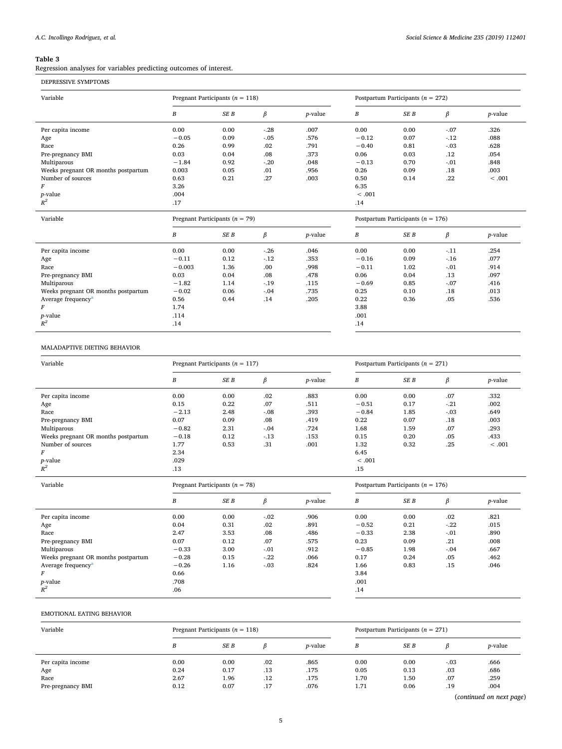**Table 3**
Regression analyses for variables predicting outcomes of interest.

DEPRESSIVE SYMPTOMS

| Variable | Pregnant Participants ($n$ = 118) | | | | Postpartum Participants ($n$ = 272) | | | |
|---|---|---|---|---|---|---|---|---|
| | *B* | *SE B* | *β* | *p*-value | *B* | *SE B* | *β* | *p*-value |
| Per capita income | 0.00 | 0.00 | -.28 | .007 | 0.00 | 0.00 | -.07 | .326 |
| Age | −0.05 | 0.09 | -.05 | .576 | −0.12 | 0.07 | -.12 | .088 |
| Race | 0.26 | 0.99 | .02 | .791 | −0.40 | 0.81 | -.03 | .628 |
| Pre-pregnancy BMI | 0.03 | 0.04 | .08 | .373 | 0.06 | 0.03 | .12 | .054 |
| Multiparous | −1.84 | 0.92 | -.20 | .048 | −0.13 | 0.70 | -.01 | .848 |
| Weeks pregnant OR months postpartum | 0.003 | 0.05 | .01 | .956 | 0.26 | 0.09 | .18 | .003 |
| Number of sources | 0.63 | 0.21 | .27 | .003 | 0.50 | 0.14 | .22 | < .001 |
| *F* | 3.26 | | | | 6.35 | | | |
| *p*-value | .004 | | | | < .001 | | | |
| $R^2$ | .17 | | | | .14 | | | |

| Variable | Pregnant Participants ($n$ = 79) | | | | Postpartum Participants ($n$ = 176) | | | |
|---|---|---|---|---|---|---|---|---|
| | *B* | *SE B* | *β* | *p*-value | *B* | *SE B* | *β* | *p*-value |
| Per capita income | 0.00 | 0.00 | -.26 | .046 | 0.00 | 0.00 | -.11 | .254 |
| Age | −0.11 | 0.12 | -.12 | .353 | −0.16 | 0.09 | -.16 | .077 |
| Race | −0.003 | 1.36 | .00 | .998 | −0.11 | 1.02 | -.01 | .914 |
| Pre-pregnancy BMI | 0.03 | 0.04 | .08 | .478 | 0.06 | 0.04 | .13 | .097 |
| Multiparous | −1.82 | 1.14 | -.19 | .115 | −0.69 | 0.85 | -.07 | .416 |
| Weeks pregnant OR months postpartum | −0.02 | 0.06 | -.04 | .735 | 0.25 | 0.10 | .18 | .013 |
| Average frequency[a] | 0.56 | 0.44 | .14 | .205 | 0.22 | 0.36 | .05 | .536 |
| *F* | 1.74 | | | | 3.88 | | | |
| *p*-value | .114 | | | | .001 | | | |
| $R^2$ | .14 | | | | .14 | | | |

MALADAPTIVE DIETING BEHAVIOR

| Variable | Pregnant Participants ($n$ = 117) | | | | Postpartum Participants ($n$ = 271) | | | |
|---|---|---|---|---|---|---|---|---|
| | *B* | *SE B* | *β* | *p*-value | *B* | *SE B* | *β* | *p*-value |
| Per capita income | 0.00 | 0.00 | .02 | .883 | 0.00 | 0.00 | .07 | .332 |
| Age | 0.15 | 0.22 | .07 | .511 | −0.51 | 0.17 | -.21 | .002 |
| Race | −2.13 | 2.48 | -.08 | .393 | −0.84 | 1.85 | -.03 | .649 |
| Pre-pregnancy BMI | 0.07 | 0.09 | .08 | .419 | 0.22 | 0.07 | .18 | .003 |
| Multiparous | −0.82 | 2.31 | -.04 | .724 | 1.68 | 1.59 | .07 | .293 |
| Weeks pregnant OR months postpartum | −0.18 | 0.12 | -.13 | .153 | 0.15 | 0.20 | .05 | .433 |
| Number of sources | 1.77 | 0.53 | .31 | .001 | 1.32 | 0.32 | .25 | < .001 |
| *F* | 2.34 | | | | 6.45 | | | |
| *p*-value | .029 | | | | < .001 | | | |
| $R^2$ | .13 | | | | .15 | | | |

| Variable | Pregnant Participants ($n$ = 78) | | | | Postpartum Participants ($n$ = 176) | | | |
|---|---|---|---|---|---|---|---|---|
| | *B* | *SE B* | *β* | *p*-value | *B* | *SE B* | *β* | *p*-value |
| Per capita income | 0.00 | 0.00 | -.02 | .906 | 0.00 | 0.00 | .02 | .821 |
| Age | 0.04 | 0.31 | .02 | .891 | −0.52 | 0.21 | -.22 | .015 |
| Race | 2.47 | 3.53 | .08 | .486 | −0.33 | 2.38 | -.01 | .890 |
| Pre-pregnancy BMI | 0.07 | 0.12 | .07 | .575 | 0.23 | 0.09 | .21 | .008 |
| Multiparous | −0.33 | 3.00 | -.01 | .912 | −0.85 | 1.98 | -.04 | .667 |
| Weeks pregnant OR months postpartum | −0.28 | 0.15 | -.22 | .066 | 0.17 | 0.24 | .05 | .462 |
| Average frequency[a] | −0.26 | 1.16 | -.03 | .824 | 1.66 | 0.83 | .15 | .046 |
| *F* | 0.66 | | | | 3.84 | | | |
| *p*-value | .708 | | | | .001 | | | |
| $R^2$ | .06 | | | | .14 | | | |

EMOTIONAL EATING BEHAVIOR

| Variable | Pregnant Participants ($n$ = 118) | | | | Postpartum Participants ($n$ = 271) | | | |
|---|---|---|---|---|---|---|---|---|
| | *B* | *SE B* | *β* | *p*-value | *B* | *SE B* | *β* | *p*-value |
| Per capita income | 0.00 | 0.00 | .02 | .865 | 0.00 | 0.00 | -.03 | .666 |
| Age | 0.24 | 0.17 | .13 | .175 | 0.05 | 0.13 | .03 | .686 |
| Race | 2.67 | 1.96 | .12 | .175 | 1.70 | 1.50 | .07 | .259 |
| Pre-pregnancy BMI | 0.12 | 0.07 | .17 | .076 | 1.71 | 0.06 | .19 | .004 |

(*continued on next page*)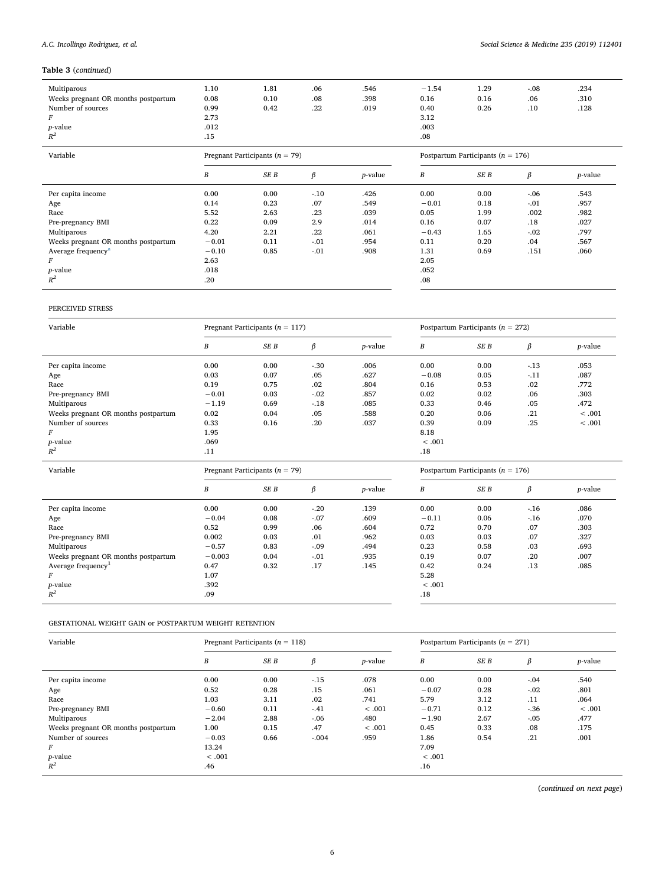**Table 3** (*continued*)

| | | | | | | | | |
|---|---|---|---|---|---|---|---|---|
| Multiparous | 1.10 | 1.81 | .06 | .546 | −1.54 | 1.29 | -.08 | .234 |
| Weeks pregnant OR months postpartum | 0.08 | 0.10 | .08 | .398 | 0.16 | 0.16 | .06 | .310 |
| Number of sources | 0.99 | 0.42 | .22 | .019 | 0.40 | 0.26 | .10 | .128 |
| $F$ | 2.73 | | | | 3.12 | | | |
| $p$-value | .012 | | | | .003 | | | |
| $R^2$ | .15 | | | | .08 | | | |

| Variable | Pregnant Participants ($n$ = 79) | | | | Postpartum Participants ($n$ = 176) | | | |
|---|---|---|---|---|---|---|---|---|
| | $B$ | $SE\ B$ | $\beta$ | $p$-value | $B$ | $SE\ B$ | $\beta$ | $p$-value |
| Per capita income | 0.00 | 0.00 | -.10 | .426 | 0.00 | 0.00 | -.06 | .543 |
| Age | 0.14 | 0.23 | .07 | .549 | −0.01 | 0.18 | -.01 | .957 |
| Race | 5.52 | 2.63 | .23 | .039 | 0.05 | 1.99 | .002 | .982 |
| Pre-pregnancy BMI | 0.22 | 0.09 | 2.9 | .014 | 0.16 | 0.07 | .18 | .027 |
| Multiparous | 4.20 | 2.21 | .22 | .061 | −0.43 | 1.65 | -.02 | .797 |
| Weeks pregnant OR months postpartum | −0.01 | 0.11 | -.01 | .954 | 0.11 | 0.20 | .04 | .567 |
| Average frequency[a] | −0.10 | 0.85 | -.01 | .908 | 1.31 | 0.69 | .151 | .060 |
| $F$ | 2.63 | | | | 2.05 | | | |
| $p$-value | .018 | | | | .052 | | | |
| $R^2$ | .20 | | | | .08 | | | |

PERCEIVED STRESS

| Variable | Pregnant Participants ($n$ = 117) | | | | Postpartum Participants ($n$ = 272) | | | |
|---|---|---|---|---|---|---|---|---|
| | $B$ | $SE\ B$ | $\beta$ | $p$-value | $B$ | $SE\ B$ | $\beta$ | $p$-value |
| Per capita income | 0.00 | 0.00 | -.30 | .006 | 0.00 | 0.00 | -.13 | .053 |
| Age | 0.03 | 0.07 | .05 | .627 | −0.08 | 0.05 | -.11 | .087 |
| Race | 0.19 | 0.75 | .02 | .804 | 0.16 | 0.53 | .02 | .772 |
| Pre-pregnancy BMI | −0.01 | 0.03 | -.02 | .857 | 0.02 | 0.02 | .06 | .303 |
| Multiparous | −1.19 | 0.69 | -.18 | .085 | 0.33 | 0.46 | .05 | .472 |
| Weeks pregnant OR months postpartum | 0.02 | 0.04 | .05 | .588 | 0.20 | 0.06 | .21 | < .001 |
| Number of sources | 0.33 | 0.16 | .20 | .037 | 0.39 | 0.09 | .25 | < .001 |
| $F$ | 1.95 | | | | 8.18 | | | |
| $p$-value | .069 | | | | < .001 | | | |
| $R^2$ | .11 | | | | .18 | | | |

| Variable | Pregnant Participants ($n$ = 79) | | | | Postpartum Participants ($n$ = 176) | | | |
|---|---|---|---|---|---|---|---|---|
| | $B$ | $SE\ B$ | $\beta$ | $p$-value | $B$ | $SE\ B$ | $\beta$ | $p$-value |
| Per capita income | 0.00 | 0.00 | -.20 | .139 | 0.00 | 0.00 | -.16 | .086 |
| Age | −0.04 | 0.08 | -.07 | .609 | −0.11 | 0.06 | -.16 | .070 |
| Race | 0.52 | 0.99 | .06 | .604 | 0.72 | 0.70 | .07 | .303 |
| Pre-pregnancy BMI | 0.002 | 0.03 | .01 | .962 | 0.03 | 0.03 | .07 | .327 |
| Multiparous | −0.57 | 0.83 | -.09 | .494 | 0.23 | 0.58 | .03 | .693 |
| Weeks pregnant OR months postpartum | −0.003 | 0.04 | -.01 | .935 | 0.19 | 0.07 | .20 | .007 |
| Average frequency[1] | 0.47 | 0.32 | .17 | .145 | 0.42 | 0.24 | .13 | .085 |
| $F$ | 1.07 | | | | 5.28 | | | |
| $p$-value | .392 | | | | < .001 | | | |
| $R^2$ | .09 | | | | .18 | | | |

GESTATIONAL WEIGHT GAIN or POSTPARTUM WEIGHT RETENTION

| Variable | Pregnant Participants ($n$ = 118) | | | | Postpartum Participants ($n$ = 271) | | | |
|---|---|---|---|---|---|---|---|---|
| | $B$ | $SE\ B$ | $\beta$ | $p$-value | $B$ | $SE\ B$ | $\beta$ | $p$-value |
| Per capita income | 0.00 | 0.00 | -.15 | .078 | 0.00 | 0.00 | -.04 | .540 |
| Age | 0.52 | 0.28 | .15 | .061 | −0.07 | 0.28 | -.02 | .801 |
| Race | 1.03 | 3.11 | .02 | .741 | 5.79 | 3.12 | .11 | .064 |
| Pre-pregnancy BMI | −0.60 | 0.11 | -.41 | < .001 | −0.71 | 0.12 | -.36 | < .001 |
| Multiparous | −2.04 | 2.88 | -.06 | .480 | −1.90 | 2.67 | -.05 | .477 |
| Weeks pregnant OR months postpartum | 1.00 | 0.15 | .47 | < .001 | 0.45 | 0.33 | .08 | .175 |
| Number of sources | −0.03 | 0.66 | -.004 | .959 | 1.86 | 0.54 | .21 | .001 |
| $F$ | 13.24 | | | | 7.09 | | | |
| $p$-value | < .001 | | | | < .001 | | | |
| $R^2$ | .46 | | | | .16 | | | |

(*continued on next page*)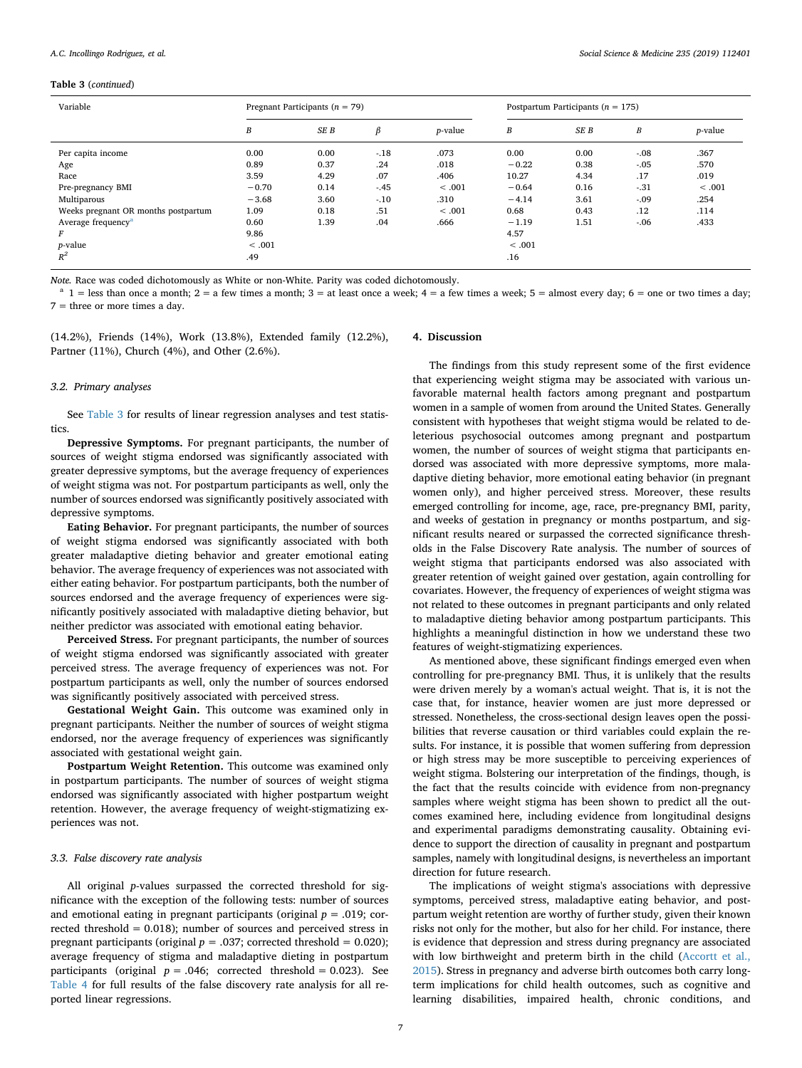**Table 3** (*continued*)

| Variable | Pregnant Participants ($n$ = 79) | | | | Postpartum Participants ($n$ = 175) | | | |
|---|---|---|---|---|---|---|---|---|
| | *B* | *SE B* | *β* | *p*-value | *B* | *SE B* | *Β* | *p*-value |
| Per capita income | 0.00 | 0.00 | -.18 | .073 | 0.00 | 0.00 | -.08 | .367 |
| Age | 0.89 | 0.37 | .24 | .018 | −0.22 | 0.38 | -.05 | .570 |
| Race | 3.59 | 4.29 | .07 | .406 | 10.27 | 4.34 | .17 | .019 |
| Pre-pregnancy BMI | −0.70 | 0.14 | -.45 | < .001 | −0.64 | 0.16 | -.31 | < .001 |
| Multiparous | −3.68 | 3.60 | -.10 | .310 | −4.14 | 3.61 | -.09 | .254 |
| Weeks pregnant OR months postpartum | 1.09 | 0.18 | .51 | < .001 | 0.68 | 0.43 | .12 | .114 |
| Average frequency[a] | 0.60 | 1.39 | .04 | .666 | −1.19 | 1.51 | -.06 | .433 |
| *F* | 9.86 | | | | 4.57 | | | |
| *p*-value | < .001 | | | | < .001 | | | |
| $R^2$ | .49 | | | | .16 | | | |

*Note.* Race was coded dichotomously as White or non-White. Parity was coded dichotomously.
[a] 1 = less than once a month; 2 = a few times a month; 3 = at least once a week; 4 = a few times a week; 5 = almost every day; 6 = one or two times a day; 7 = three or more times a day.

(14.2%), Friends (14%), Work (13.8%), Extended family (12.2%), Partner (11%), Church (4%), and Other (2.6%).

### 3.2. Primary analyses

See Table 3 for results of linear regression analyses and test statistics.

**Depressive Symptoms.** For pregnant participants, the number of sources of weight stigma endorsed was significantly associated with greater depressive symptoms, but the average frequency of experiences of weight stigma was not. For postpartum participants as well, only the number of sources endorsed was significantly positively associated with depressive symptoms.

**Eating Behavior.** For pregnant participants, the number of sources of weight stigma endorsed was significantly associated with both greater maladaptive dieting behavior and greater emotional eating behavior. The average frequency of experiences was not associated with either eating behavior. For postpartum participants, both the number of sources endorsed and the average frequency of experiences were significantly positively associated with maladaptive dieting behavior, but neither predictor was associated with emotional eating behavior.

**Perceived Stress.** For pregnant participants, the number of sources of weight stigma endorsed was significantly associated with greater perceived stress. The average frequency of experiences was not. For postpartum participants as well, only the number of sources endorsed was significantly positively associated with perceived stress.

**Gestational Weight Gain.** This outcome was examined only in pregnant participants. Neither the number of sources of weight stigma endorsed, nor the average frequency of experiences was significantly associated with gestational weight gain.

**Postpartum Weight Retention.** This outcome was examined only in postpartum participants. The number of sources of weight stigma endorsed was significantly associated with higher postpartum weight retention. However, the average frequency of weight-stigmatizing experiences was not.

### 3.3. False discovery rate analysis

All original *p*-values surpassed the corrected threshold for significance with the exception of the following tests: number of sources and emotional eating in pregnant participants (original $p = .019$; corrected threshold = 0.018); number of sources and perceived stress in pregnant participants (original $p = .037$; corrected threshold = 0.020); average frequency of stigma and maladaptive dieting in postpartum participants (original $p = .046$; corrected threshold = 0.023). See Table 4 for full results of the false discovery rate analysis for all reported linear regressions.

## 4. Discussion

The findings from this study represent some of the first evidence that experiencing weight stigma may be associated with various unfavorable maternal health factors among pregnant and postpartum women in a sample of women from around the United States. Generally consistent with hypotheses that weight stigma would be related to deleterious psychosocial outcomes among pregnant and postpartum women, the number of sources of weight stigma that participants endorsed was associated with more depressive symptoms, more maladaptive dieting behavior, more emotional eating behavior (in pregnant women only), and higher perceived stress. Moreover, these results emerged controlling for income, age, race, pre-pregnancy BMI, parity, and weeks of gestation in pregnancy or months postpartum, and significant results neared or surpassed the corrected significance thresholds in the False Discovery Rate analysis. The number of sources of weight stigma that participants endorsed was also associated with greater retention of weight gained over gestation, again controlling for covariates. However, the frequency of experiences of weight stigma was not related to these outcomes in pregnant participants and only related to maladaptive dieting behavior among postpartum participants. This highlights a meaningful distinction in how we understand these two features of weight-stigmatizing experiences.

As mentioned above, these significant findings emerged even when controlling for pre-pregnancy BMI. Thus, it is unlikely that the results were driven merely by a woman's actual weight. That is, it is not the case that, for instance, heavier women are just more depressed or stressed. Nonetheless, the cross-sectional design leaves open the possibilities that reverse causation or third variables could explain the results. For instance, it is possible that women suffering from depression or high stress may be more susceptible to perceiving experiences of weight stigma. Bolstering our interpretation of the findings, though, is the fact that the results coincide with evidence from non-pregnancy samples where weight stigma has been shown to predict all the outcomes examined here, including evidence from longitudinal designs and experimental paradigms demonstrating causality. Obtaining evidence to support the direction of causality in pregnant and postpartum samples, namely with longitudinal designs, is nevertheless an important direction for future research.

The implications of weight stigma's associations with depressive symptoms, perceived stress, maladaptive eating behavior, and postpartum weight retention are worthy of further study, given their known risks not only for the mother, but also for her child. For instance, there is evidence that depression and stress during pregnancy are associated with low birthweight and preterm birth in the child (Accortt et al., 2015). Stress in pregnancy and adverse birth outcomes both carry long-term implications for child health outcomes, such as cognitive and learning disabilities, impaired health, chronic conditions, and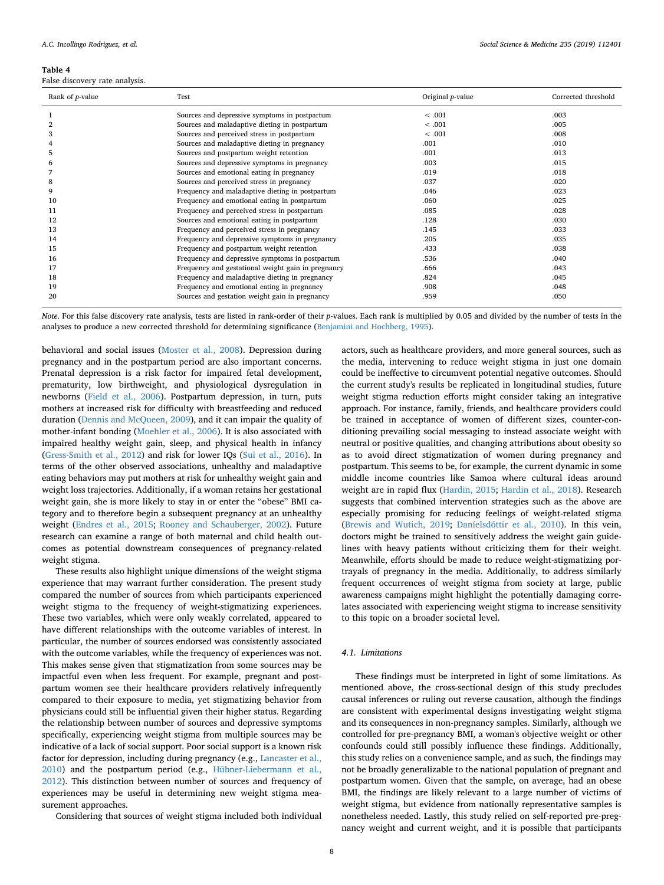**Table 4**
False discovery rate analysis.

| Rank of *p*-value | Test | Original *p*-value | Corrected threshold |
|---|---|---|---|
| 1 | Sources and depressive symptoms in postpartum | < .001 | .003 |
| 2 | Sources and maladaptive dieting in postpartum | < .001 | .005 |
| 3 | Sources and perceived stress in postpartum | < .001 | .008 |
| 4 | Sources and maladaptive dieting in pregnancy | .001 | .010 |
| 5 | Sources and postpartum weight retention | .001 | .013 |
| 6 | Sources and depressive symptoms in pregnancy | .003 | .015 |
| 7 | Sources and emotional eating in pregnancy | .019 | .018 |
| 8 | Sources and perceived stress in pregnancy | .037 | .020 |
| 9 | Frequency and maladaptive dieting in postpartum | .046 | .023 |
| 10 | Frequency and emotional eating in postpartum | .060 | .025 |
| 11 | Frequency and perceived stress in postpartum | .085 | .028 |
| 12 | Sources and emotional eating in postpartum | .128 | .030 |
| 13 | Frequency and perceived stress in pregnancy | .145 | .033 |
| 14 | Frequency and depressive symptoms in pregnancy | .205 | .035 |
| 15 | Frequency and postpartum weight retention | .433 | .038 |
| 16 | Frequency and depressive symptoms in postpartum | .536 | .040 |
| 17 | Frequency and gestational weight gain in pregnancy | .666 | .043 |
| 18 | Frequency and maladaptive dieting in pregnancy | .824 | .045 |
| 19 | Frequency and emotional eating in pregnancy | .908 | .048 |
| 20 | Sources and gestation weight gain in pregnancy | .959 | .050 |

*Note.* For this false discovery rate analysis, tests are listed in rank-order of their *p*-values. Each rank is multiplied by 0.05 and divided by the number of tests in the analyses to produce a new corrected threshold for determining significance (Benjamini and Hochberg, 1995).

behavioral and social issues (Moster et al., 2008). Depression during pregnancy and in the postpartum period are also important concerns. Prenatal depression is a risk factor for impaired fetal development, prematurity, low birthweight, and physiological dysregulation in newborns (Field et al., 2006). Postpartum depression, in turn, puts mothers at increased risk for difficulty with breastfeeding and reduced duration (Dennis and McQueen, 2009), and it can impair the quality of mother-infant bonding (Moehler et al., 2006). It is also associated with impaired healthy weight gain, sleep, and physical health in infancy (Gress-Smith et al., 2012) and risk for lower IQs (Sui et al., 2016). In terms of the other observed associations, unhealthy and maladaptive eating behaviors may put mothers at risk for unhealthy weight gain and weight loss trajectories. Additionally, if a woman retains her gestational weight gain, she is more likely to stay in or enter the "obese" BMI category and to therefore begin a subsequent pregnancy at an unhealthy weight (Endres et al., 2015; Rooney and Schauberger, 2002). Future research can examine a range of both maternal and child health outcomes as potential downstream consequences of pregnancy-related weight stigma.

These results also highlight unique dimensions of the weight stigma experience that may warrant further consideration. The present study compared the number of sources from which participants experienced weight stigma to the frequency of weight-stigmatizing experiences. These two variables, which were only weakly correlated, appeared to have different relationships with the outcome variables of interest. In particular, the number of sources endorsed was consistently associated with the outcome variables, while the frequency of experiences was not. This makes sense given that stigmatization from some sources may be impactful even when less frequent. For example, pregnant and postpartum women see their healthcare providers relatively infrequently compared to their exposure to media, yet stigmatizing behavior from physicians could still be influential given their higher status. Regarding the relationship between number of sources and depressive symptoms specifically, experiencing weight stigma from multiple sources may be indicative of a lack of social support. Poor social support is a known risk factor for depression, including during pregnancy (e.g., Lancaster et al., 2010) and the postpartum period (e.g., Hübner-Liebermann et al., 2012). This distinction between number of sources and frequency of experiences may be useful in determining new weight stigma measurement approaches.

Considering that sources of weight stigma included both individual actors, such as healthcare providers, and more general sources, such as the media, intervening to reduce weight stigma in just one domain could be ineffective to circumvent potential negative outcomes. Should the current study's results be replicated in longitudinal studies, future weight stigma reduction efforts might consider taking an integrative approach. For instance, family, friends, and healthcare providers could be trained in acceptance of women of different sizes, counter-conditioning prevailing social messaging to instead associate weight with neutral or positive qualities, and changing attributions about obesity so as to avoid direct stigmatization of women during pregnancy and postpartum. This seems to be, for example, the current dynamic in some middle income countries like Samoa where cultural ideas around weight are in rapid flux (Hardin, 2015; Hardin et al., 2018). Research suggests that combined intervention strategies such as the above are especially promising for reducing feelings of weight-related stigma (Brewis and Wutich, 2019; Daníelsdóttir et al., 2010). In this vein, doctors might be trained to sensitively address the weight gain guidelines with heavy patients without criticizing them for their weight. Meanwhile, efforts should be made to reduce weight-stigmatizing portrayals of pregnancy in the media. Additionally, to address similarly frequent occurrences of weight stigma from society at large, public awareness campaigns might highlight the potentially damaging correlates associated with experiencing weight stigma to increase sensitivity to this topic on a broader societal level.

### 4.1. Limitations

These findings must be interpreted in light of some limitations. As mentioned above, the cross-sectional design of this study precludes causal inferences or ruling out reverse causation, although the findings are consistent with experimental designs investigating weight stigma and its consequences in non-pregnancy samples. Similarly, although we controlled for pre-pregnancy BMI, a woman's objective weight or other confounds could still possibly influence these findings. Additionally, this study relies on a convenience sample, and as such, the findings may not be broadly generalizable to the national population of pregnant and postpartum women. Given that the sample, on average, had an obese BMI, the findings are likely relevant to a large number of victims of weight stigma, but evidence from nationally representative samples is nonetheless needed. Lastly, this study relied on self-reported pre-pregnancy weight and current weight, and it is possible that participants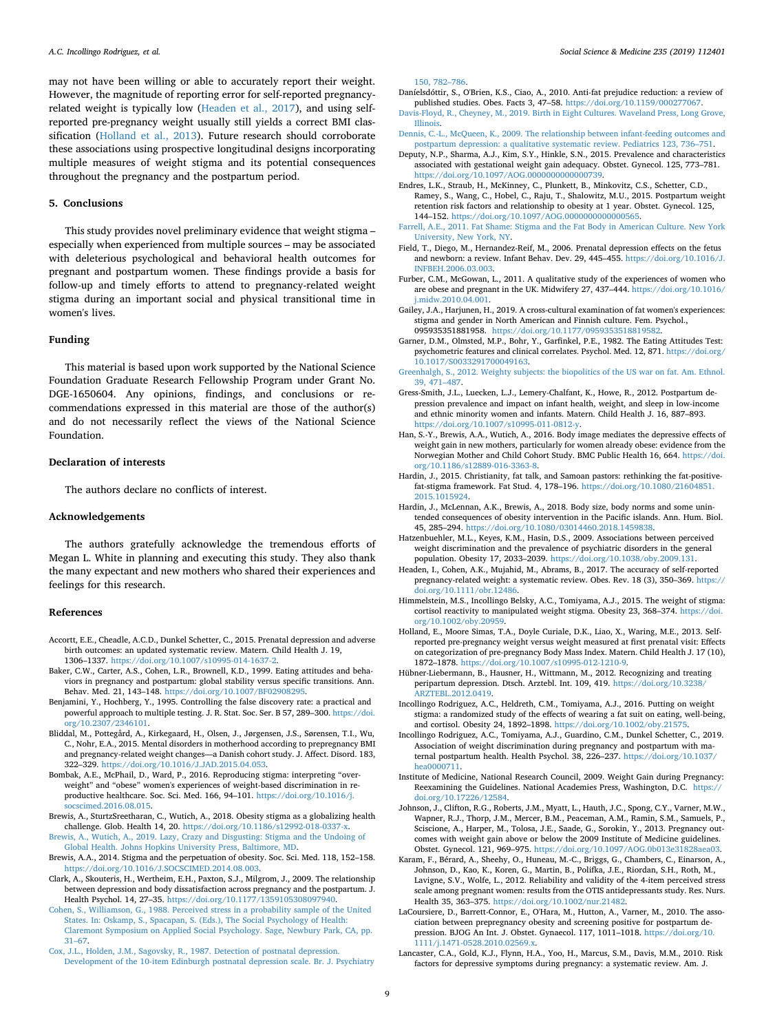may not have been willing or able to accurately report their weight. However, the magnitude of reporting error for self-reported pregnancy-related weight is typically low (Headen et al., 2017), and using self-reported pre-pregnancy weight usually still yields a correct BMI classification (Holland et al., 2013). Future research should corroborate these associations using prospective longitudinal designs incorporating multiple measures of weight stigma and its potential consequences throughout the pregnancy and the postpartum period.

## 5. Conclusions

This study provides novel preliminary evidence that weight stigma – especially when experienced from multiple sources – may be associated with deleterious psychological and behavioral health outcomes for pregnant and postpartum women. These findings provide a basis for follow-up and timely efforts to attend to pregnancy-related weight stigma during an important social and physical transitional time in women's lives.

## Funding

This material is based upon work supported by the National Science Foundation Graduate Research Fellowship Program under Grant No. DGE-1650604. Any opinions, findings, and conclusions or recommendations expressed in this material are those of the author(s) and do not necessarily reflect the views of the National Science Foundation.

## Declaration of interests

The authors declare no conflicts of interest.

## Acknowledgements

The authors gratefully acknowledge the tremendous efforts of Megan L. White in planning and executing this study. They also thank the many expectant and new mothers who shared their experiences and feelings for this research.

## References

Accortt, E.E., Cheadle, A.C.D., Dunkel Schetter, C., 2015. Prenatal depression and adverse birth outcomes: an updated systematic review. Matern. Child Health J. 19, 1306–1337. https://doi.org/10.1007/s10995-014-1637-2.

Baker, C.W., Carter, A.S., Cohen, L.R., Brownell, K.D., 1999. Eating attitudes and behaviors in pregnancy and postpartum: global stability versus specific transitions. Ann. Behav. Med. 21, 143–148. https://doi.org/10.1007/BF02908295.

Benjamini, Y., Hochberg, Y., 1995. Controlling the false discovery rate: a practical and powerful approach to multiple testing. J. R. Stat. Soc. Ser. B 57, 289–300. https://doi.org/10.2307/2346101.

Bliddal, M., Pottegård, A., Kirkegaard, H., Olsen, J., Jørgensen, J.S., Sørensen, T.I., Wu, C., Nohr, E.A., 2015. Mental disorders in motherhood according to prepregnancy BMI and pregnancy-related weight changes—a Danish cohort study. J. Affect. Disord. 183, 322–329. https://doi.org/10.1016/J.JAD.2015.04.053.

Bombak, A.E., McPhail, D., Ward, P., 2016. Reproducing stigma: interpreting "overweight" and "obese" women's experiences of weight-based discrimination in reproductive healthcare. Soc. Sci. Med. 166, 94–101. https://doi.org/10.1016/j.socscimed.2016.08.015.

Brewis, A., SturtzSreetharan, C., Wutich, A., 2018. Obesity stigma as a globalizing health challenge. Glob. Health 14, 20. https://doi.org/10.1186/s12992-018-0337-x.

Brewis, A., Wutich, A., 2019. Lazy, Crazy and Disgusting: Stigma and the Undoing of Global Health. Johns Hopkins University Press, Baltimore, MD.

Brewis, A.A., 2014. Stigma and the perpetuation of obesity. Soc. Sci. Med. 118, 152–158. https://doi.org/10.1016/J.SOCSCIMED.2014.08.003.

Clark, A., Skouteris, H., Wertheim, E.H., Paxton, S.J., Milgrom, J., 2009. The relationship between depression and body dissatisfaction across pregnancy and the postpartum. J. Health Psychol. 14, 27–35. https://doi.org/10.1177/1359105308097940.

Cohen, S., Williamson, G., 1988. Perceived stress in a probability sample of the United States. In: Oskamp, S., Spacapan, S. (Eds.), The Social Psychology of Health: Claremont Symposium on Applied Social Psychology. Sage, Newbury Park, CA, pp. 31–67.

Cox, J.L., Holden, J.M., Sagovsky, R., 1987. Detection of postnatal depression. Development of the 10-item Edinburgh postnatal depression scale. Br. J. Psychiatry 150, 782–786.

Daníelsdóttir, S., O'Brien, K.S., Ciao, A., 2010. Anti-fat prejudice reduction: a review of published studies. Obes. Facts 3, 47–58. https://doi.org/10.1159/000277067.

Davis-Floyd, R., Cheyney, M., 2019. Birth in Eight Cultures. Waveland Press, Long Grove, Illinois.

Dennis, C.-L., McQueen, K., 2009. The relationship between infant-feeding outcomes and postpartum depression: a qualitative systematic review. Pediatrics 123, 736–751.

Deputy, N.P., Sharma, A.J., Kim, S.Y., Hinkle, S.N., 2015. Prevalence and characteristics associated with gestational weight gain adequacy. Obstet. Gynecol. 125, 773–781. https://doi.org/10.1097/AOG.0000000000000739.

Endres, L.K., Straub, H., McKinney, C., Plunkett, B., Minkovitz, C.S., Schetter, C.D., Ramey, S., Wang, C., Hobel, C., Raju, T., Shalowitz, M.U., 2015. Postpartum weight retention risk factors and relationship to obesity at 1 year. Obstet. Gynecol. 125, 144–152. https://doi.org/10.1097/AOG.0000000000000565.

Farrell, A.E., 2011. Fat Shame: Stigma and the Fat Body in American Culture. New York University, New York, NY.

Field, T., Diego, M., Hernandez-Reif, M., 2006. Prenatal depression effects on the fetus and newborn: a review. Infant Behav. Dev. 29, 445–455. https://doi.org/10.1016/J.INFBEH.2006.03.003.

Furber, C.M., McGowan, L., 2011. A qualitative study of the experiences of women who are obese and pregnant in the UK. Midwifery 27, 437–444. https://doi.org/10.1016/j.midw.2010.04.001.

Gailey, J.A., Harjunen, H., 2019. A cross-cultural examination of fat women's experiences: stigma and gender in North American and Finnish culture. Fem. Psychol., 095935351881958. https://doi.org/10.1177/0959353518819582.

Garner, D.M., Olmsted, M.P., Bohr, Y., Garfinkel, P.E., 1982. The Eating Attitudes Test: psychometric features and clinical correlates. Psychol. Med. 12, 871. https://doi.org/10.1017/S0033291700049163.

Greenhalgh, S., 2012. Weighty subjects: the biopolitics of the US war on fat. Am. Ethnol. 39, 471–487.

Gress-Smith, J.L., Luecken, L.J., Lemery-Chalfant, K., Howe, R., 2012. Postpartum depression prevalence and impact on infant health, weight, and sleep in low-income and ethnic minority women and infants. Matern. Child Health J. 16, 887–893. https://doi.org/10.1007/s10995-011-0812-y.

Han, S.-Y., Brewis, A.A., Wutich, A., 2016. Body image mediates the depressive effects of weight gain in new mothers, particularly for women already obese: evidence from the Norwegian Mother and Child Cohort Study. BMC Public Health 16, 664. https://doi.org/10.1186/s12889-016-3363-8.

Hardin, J., 2015. Christianity, fat talk, and Samoan pastors: rethinking the fat-positive-fat-stigma framework. Fat Stud. 4, 178–196. https://doi.org/10.1080/21604851.2015.1015924.

Hardin, J., McLennan, A.K., Brewis, A., 2018. Body size, body norms and some unintended consequences of obesity intervention in the Pacific islands. Ann. Hum. Biol. 45, 285–294. https://doi.org/10.1080/03014460.2018.1459838.

Hatzenbuehler, M.L., Keyes, K.M., Hasin, D.S., 2009. Associations between perceived weight discrimination and the prevalence of psychiatric disorders in the general population. Obesity 17, 2033–2039. https://doi.org/10.1038/oby.2009.131.

Headen, I., Cohen, A.K., Mujahid, M., Abrams, B., 2017. The accuracy of self-reported pregnancy-related weight: a systematic review. Obes. Rev. 18 (3), 350–369. https://doi.org/10.1111/obr.12486.

Himmelstein, M.S., Incollingo Belsky, A.C., Tomiyama, A.J., 2015. The weight of stigma: cortisol reactivity to manipulated weight stigma. Obesity 23, 368–374. https://doi.org/10.1002/oby.20959.

Holland, E., Moore Simas, T.A., Doyle Curiale, D.K., Liao, X., Waring, M.E., 2013. Self-reported pre-pregnancy weight versus weight measured at first prenatal visit: Effects on categorization of pre-pregnancy Body Mass Index. Matern. Child Health J. 17 (10), 1872–1878. https://doi.org/10.1007/s10995-012-1210-9.

Hübner-Liebermann, B., Hausner, H., Wittmann, M., 2012. Recognizing and treating peripartum depression. Dtsch. Arztebl. Int. 109, 419. https://doi.org/10.3238/ARZTEBL.2012.0419.

Incollingo Rodriguez, A.C., Heldreth, C.M., Tomiyama, A.J., 2016. Putting on weight stigma: a randomized study of the effects of wearing a fat suit on eating, well-being, and cortisol. Obesity 24, 1892–1898. https://doi.org/10.1002/oby.21575.

Incollingo Rodriguez, A.C., Tomiyama, A.J., Guardino, C.M., Dunkel Schetter, C., 2019. Association of weight discrimination during pregnancy and postpartum with maternal postpartum health. Health Psychol. 38, 226–237. https://doi.org/10.1037/hea0000711.

Institute of Medicine, National Research Council, 2009. Weight Gain during Pregnancy: Reexamining the Guidelines. National Academies Press, Washington, D.C. https://doi.org/10.17226/12584.

Johnson, J., Clifton, R.G., Roberts, J.M., Myatt, L., Hauth, J.C., Spong, C.Y., Varner, M.W., Wapner, R.J., Thorp, J.M., Mercer, B.M., Peaceman, A.M., Ramin, S.M., Samuels, P., Sciscione, A., Harper, M., Tolosa, J.E., Saade, G., Sorokin, Y., 2013. Pregnancy outcomes with weight gain above or below the 2009 Institute of Medicine guidelines. Obstet. Gynecol. 121, 969–975. https://doi.org/10.1097/AOG.0b013e31828aea03.

Karam, F., Bérard, A., Sheehy, O., Huneau, M.-C., Briggs, G., Chambers, C., Einarson, A., Johnson, D., Kao, K., Koren, G., Martin, B., Polifka, J.E., Riordan, S.H., Roth, M., Lavigne, S.V., Wolfe, L., 2012. Reliability and validity of the 4-item perceived stress scale among pregnant women: results from the OTIS antidepressants study. Res. Nurs. Health 35, 363–375. https://doi.org/10.1002/nur.21482.

LaCoursiere, D., Barrett-Connor, E., O'Hara, M., Hutton, A., Varner, M., 2010. The association between prepregnancy obesity and screening positive for postpartum depression. BJOG An Int. J. Obstet. Gynaecol. 117, 1011–1018. https://doi.org/10.1111/j.1471-0528.2010.02569.x.

Lancaster, C.A., Gold, K.J., Flynn, H.A., Yoo, H., Marcus, S.M., Davis, M.M., 2010. Risk factors for depressive symptoms during pregnancy: a systematic review. Am. J.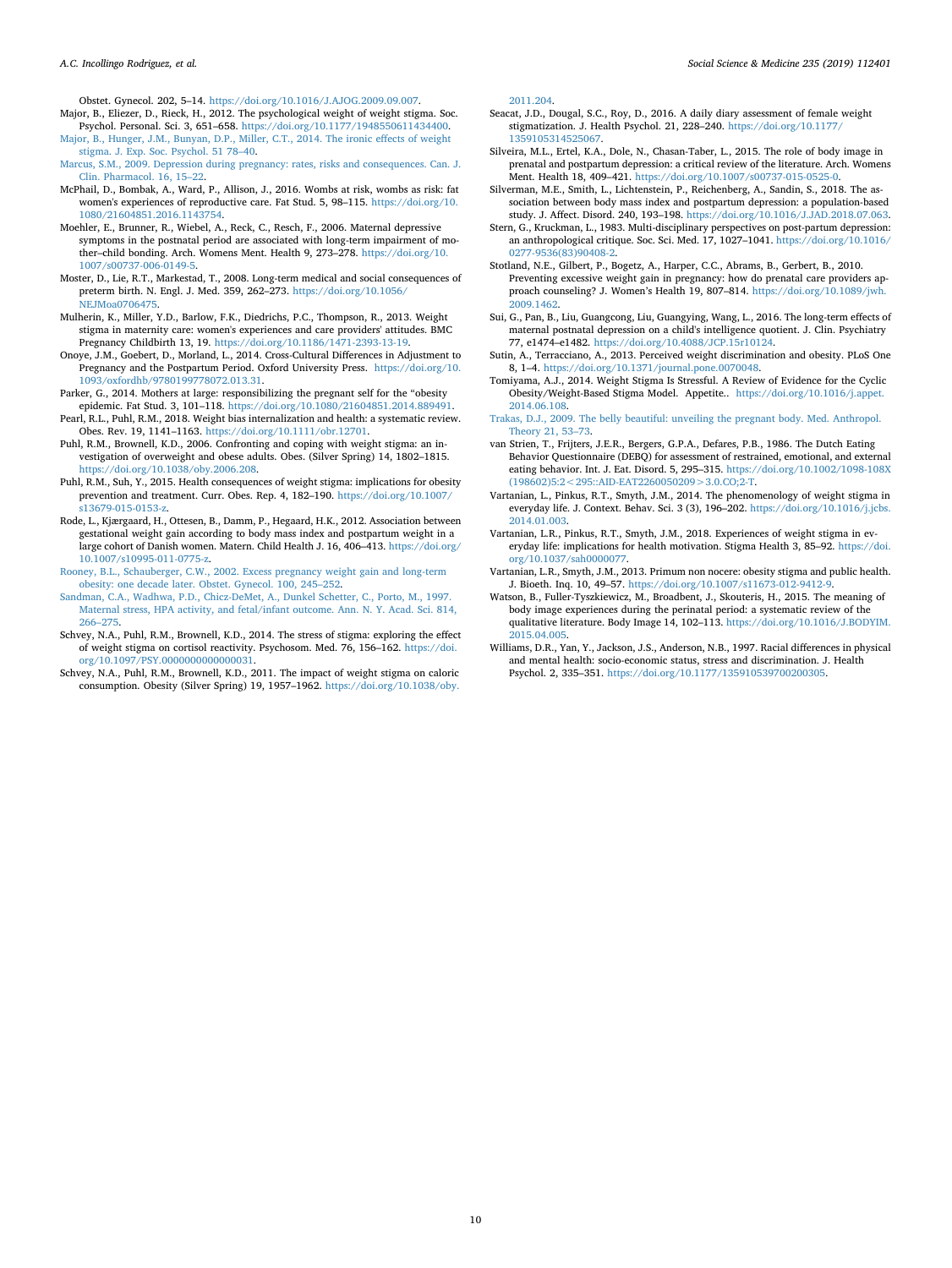Obstet. Gynecol. 202, 5–14. https://doi.org/10.1016/J.AJOG.2009.09.007.

Major, B., Eliezer, D., Rieck, H., 2012. The psychological weight of weight stigma. Soc. Psychol. Personal. Sci. 3, 651–658. https://doi.org/10.1177/1948550611434400.

Major, B., Hunger, J.M., Bunyan, D.P., Miller, C.T., 2014. The ironic effects of weight stigma. J. Exp. Soc. Psychol. 51 78–40.

Marcus, S.M., 2009. Depression during pregnancy: rates, risks and consequences. Can. J. Clin. Pharmacol. 16, 15–22.

McPhail, D., Bombak, A., Ward, P., Allison, J., 2016. Wombs at risk, wombs as risk: fat women's experiences of reproductive care. Fat Stud. 5, 98–115. https://doi.org/10.1080/21604851.2016.1143754.

Moehler, E., Brunner, R., Wiebel, A., Reck, C., Resch, F., 2006. Maternal depressive symptoms in the postnatal period are associated with long-term impairment of mother–child bonding. Arch. Womens Ment. Health 9, 273–278. https://doi.org/10.1007/s00737-006-0149-5.

Moster, D., Lie, R.T., Markestad, T., 2008. Long-term medical and social consequences of preterm birth. N. Engl. J. Med. 359, 262–273. https://doi.org/10.1056/NEJMoa0706475.

Mulherin, K., Miller, Y.D., Barlow, F.K., Diedrichs, P.C., Thompson, R., 2013. Weight stigma in maternity care: women's experiences and care providers' attitudes. BMC Pregnancy Childbirth 13, 19. https://doi.org/10.1186/1471-2393-13-19.

Onoye, J.M., Goebert, D., Morland, L., 2014. Cross-Cultural Differences in Adjustment to Pregnancy and the Postpartum Period. Oxford University Press. https://doi.org/10.1093/oxfordhb/9780199778072.013.31.

Parker, G., 2014. Mothers at large: responsibilizing the pregnant self for the "obesity epidemic. Fat Stud. 3, 101–118. https://doi.org/10.1080/21604851.2014.889491.

Pearl, R.L., Puhl, R.M., 2018. Weight bias internalization and health: a systematic review. Obes. Rev. 19, 1141–1163. https://doi.org/10.1111/obr.12701.

Puhl, R.M., Brownell, K.D., 2006. Confronting and coping with weight stigma: an investigation of overweight and obese adults. Obes. (Silver Spring) 14, 1802–1815. https://doi.org/10.1038/oby.2006.208.

Puhl, R.M., Suh, Y., 2015. Health consequences of weight stigma: implications for obesity prevention and treatment. Curr. Obes. Rep. 4, 182–190. https://doi.org/10.1007/s13679-015-0153-z.

Rode, L., Kjærgaard, H., Ottesen, B., Damm, P., Hegaard, H.K., 2012. Association between gestational weight gain according to body mass index and postpartum weight in a large cohort of Danish women. Matern. Child Health J. 16, 406–413. https://doi.org/10.1007/s10995-011-0775-z.

Rooney, B.L., Schauberger, C.W., 2002. Excess pregnancy weight gain and long-term obesity: one decade later. Obstet. Gynecol. 100, 245–252.

Sandman, C.A., Wadhwa, P.D., Chicz-DeMet, A., Dunkel Schetter, C., Porto, M., 1997. Maternal stress, HPA activity, and fetal/infant outcome. Ann. N. Y. Acad. Sci. 814, 266–275.

Schvey, N.A., Puhl, R.M., Brownell, K.D., 2014. The stress of stigma: exploring the effect of weight stigma on cortisol reactivity. Psychosom. Med. 76, 156–162. https://doi.org/10.1097/PSY.0000000000000031.

Schvey, N.A., Puhl, R.M., Brownell, K.D., 2011. The impact of weight stigma on caloric consumption. Obesity (Silver Spring) 19, 1957–1962. https://doi.org/10.1038/oby.2011.204.

Seacat, J.D., Dougal, S.C., Roy, D., 2016. A daily diary assessment of female weight stigmatization. J. Health Psychol. 21, 228–240. https://doi.org/10.1177/1359105314525067.

Silveira, M.L., Ertel, K.A., Dole, N., Chasan-Taber, L., 2015. The role of body image in prenatal and postpartum depression: a critical review of the literature. Arch. Womens Ment. Health 18, 409–421. https://doi.org/10.1007/s00737-015-0525-0.

Silverman, M.E., Smith, L., Lichtenstein, P., Reichenberg, A., Sandin, S., 2018. The association between body mass index and postpartum depression: a population-based study. J. Affect. Disord. 240, 193–198. https://doi.org/10.1016/J.JAD.2018.07.063.

Stern, G., Kruckman, L., 1983. Multi-disciplinary perspectives on post-partum depression: an anthropological critique. Soc. Sci. Med. 17, 1027–1041. https://doi.org/10.1016/0277-9536(83)90408-2.

Stotland, N.E., Gilbert, P., Bogetz, A., Harper, C.C., Abrams, B., Gerbert, B., 2010. Preventing excessive weight gain in pregnancy: how do prenatal care providers approach counseling? J. Women's Health 19, 807–814. https://doi.org/10.1089/jwh.2009.1462.

Sui, G., Pan, B., Liu, Guangcong, Liu, Guangying, Wang, L., 2016. The long-term effects of maternal postnatal depression on a child's intelligence quotient. J. Clin. Psychiatry 77, e1474–e1482. https://doi.org/10.4088/JCP.15r10124.

Sutin, A., Terracciano, A., 2013. Perceived weight discrimination and obesity. PLoS One 8, 1–4. https://doi.org/10.1371/journal.pone.0070048.

Tomiyama, A.J., 2014. Weight Stigma Is Stressful. A Review of Evidence for the Cyclic Obesity/Weight-Based Stigma Model. Appetite.. https://doi.org/10.1016/j.appet.2014.06.108.

Trakas, D.J., 2009. The belly beautiful: unveiling the pregnant body. Med. Anthropol. Theory 21, 53–73.

van Strien, T., Frijters, J.E.R., Bergers, G.P.A., Defares, P.B., 1986. The Dutch Eating Behavior Questionnaire (DEBQ) for assessment of restrained, emotional, and external eating behavior. Int. J. Eat. Disord. 5, 295–315. https://doi.org/10.1002/1098-108X(198602)5:2<295::AID-EAT2260050209>3.0.CO;2-T.

Vartanian, L., Pinkus, R.T., Smyth, J.M., 2014. The phenomenology of weight stigma in everyday life. J. Context. Behav. Sci. 3 (3), 196–202. https://doi.org/10.1016/j.jcbs.2014.01.003.

Vartanian, L.R., Pinkus, R.T., Smyth, J.M., 2018. Experiences of weight stigma in everyday life: implications for health motivation. Stigma Health 3, 85–92. https://doi.org/10.1037/sah0000077.

Vartanian, L.R., Smyth, J.M., 2013. Primum non nocere: obesity stigma and public health. J. Bioeth. Inq. 10, 49–57. https://doi.org/10.1007/s11673-012-9412-9.

Watson, B., Fuller-Tyszkiewicz, M., Broadbent, J., Skouteris, H., 2015. The meaning of body image experiences during the perinatal period: a systematic review of the qualitative literature. Body Image 14, 102–113. https://doi.org/10.1016/J.BODYIM.2015.04.005.

Williams, D.R., Yan, Y., Jackson, J.S., Anderson, N.B., 1997. Racial differences in physical and mental health: socio-economic status, stress and discrimination. J. Health Psychol. 2, 335–351. https://doi.org/10.1177/135910539700200305.